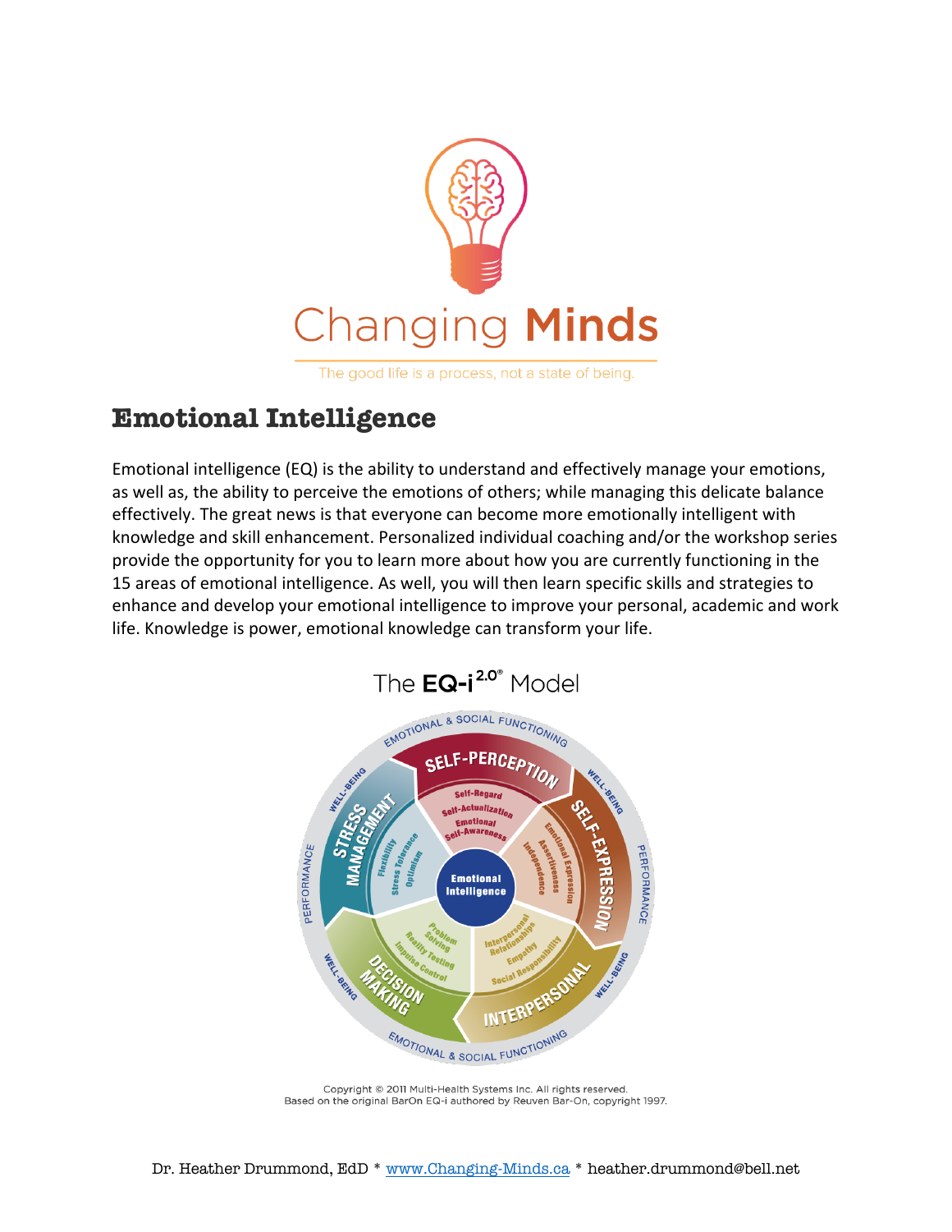Changing **Minds**

The good life is a process, not a state of being.

# Emotional Intelligence

Emotional intelligence (EQ) is the ability to understand and effectively manage your emotions, as well as, the ability to perceive the emotions of others; while managing this delicate balance effectively. The great news is that everyone can become more emotionally intelligent with knowledge and skill enhancement. Personalized individual coaching and/or the workshop series provide the opportunity for you to learn more about how you are currently functioning in the 15 areas of emotional intelligence. As well, you will then learn specific skills and strategies to enhance and develop your emotional intelligence to improve your personal, academic and work life. Knowledge is power, emotional knowledge can transform your life.

The **EQ-i 2.0®** Model

- **Emotional Intelligence**
- **SELF-PERCEPTION**: Self-Regard, Self-Actualization, Emotional Self-Awareness
- **SELF-EXPRESSION**: Emotional Expression, Assertiveness, Independence
- **INTERPERSONAL**: Interpersonal Relationships, Empathy, Social Responsibility
- **DECISION MAKING**: Problem Solving, Reality Testing, Impulse Control
- **STRESS MANAGEMENT**: Flexibility, Stress Tolerance, Optimism

EMOTIONAL & SOCIAL FUNCTIONING · WELL-BEING · PERFORMANCE

Copyright © 2011 Multi-Health Systems Inc. All rights reserved.
Based on the original BarOn EQ-i authored by Reuven Bar-On, copyright 1997.

Dr. Heather Drummond, EdD * www.Changing-Minds.ca * heather.drummond@bell.net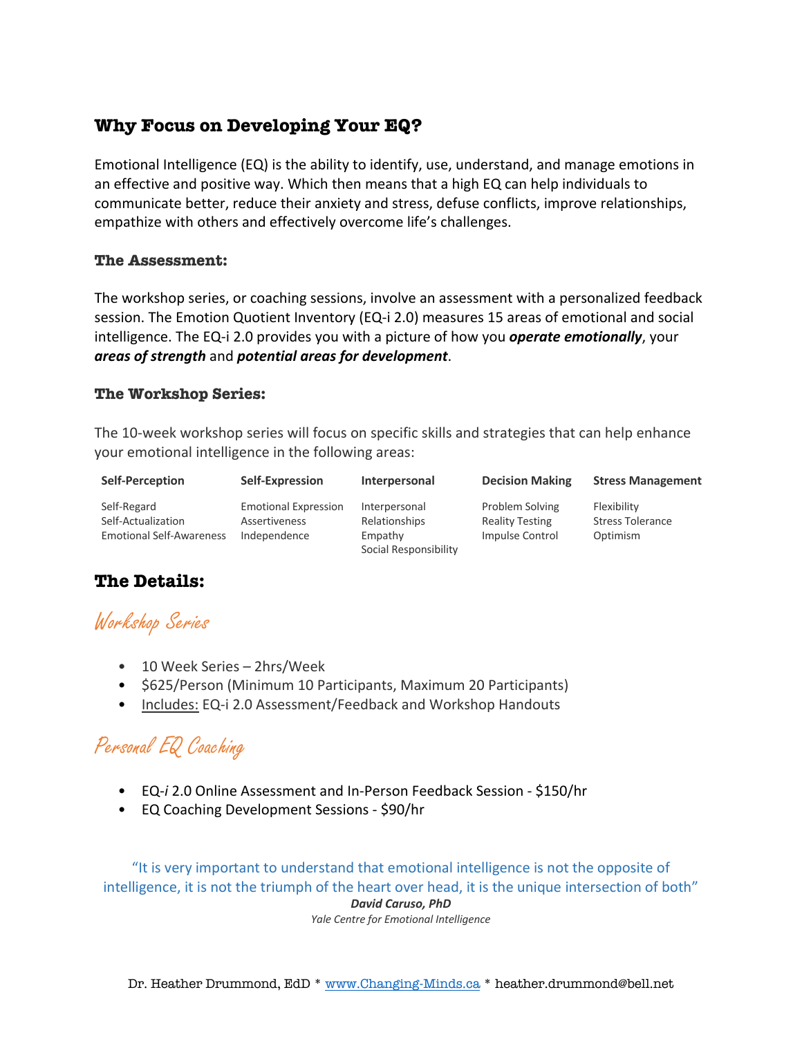## Why Focus on Developing Your EQ?

Emotional Intelligence (EQ) is the ability to identify, use, understand, and manage emotions in an effective and positive way. Which then means that a high EQ can help individuals to communicate better, reduce their anxiety and stress, defuse conflicts, improve relationships, empathize with others and effectively overcome life's challenges.

### The Assessment:

The workshop series, or coaching sessions, involve an assessment with a personalized feedback session. The Emotion Quotient Inventory (EQ-i 2.0) measures 15 areas of emotional and social intelligence. The EQ-i 2.0 provides you with a picture of how you ***operate emotionally***, your ***areas of strength*** and ***potential areas for development***.

### The Workshop Series:

The 10-week workshop series will focus on specific skills and strategies that can help enhance your emotional intelligence in the following areas:

| Self-Perception | Self-Expression | Interpersonal | Decision Making | Stress Management |
|---|---|---|---|---|
| Self-Regard | Emotional Expression | Interpersonal Relationships | Problem Solving | Flexibility |
| Self-Actualization | Assertiveness | Empathy | Reality Testing | Stress Tolerance |
| Emotional Self-Awareness | Independence | Social Responsibility | Impulse Control | Optimism |

## The Details:

### Workshop Series

- 10 Week Series – 2hrs/Week
- $625/Person (Minimum 10 Participants, Maximum 20 Participants)
- Includes: EQ-i 2.0 Assessment/Feedback and Workshop Handouts

### Personal EQ Coaching

- EQ-*i* 2.0 Online Assessment and In-Person Feedback Session - $150/hr
- EQ Coaching Development Sessions - $90/hr

"It is very important to understand that emotional intelligence is not the opposite of intelligence, it is not the triumph of the heart over head, it is the unique intersection of both"

***David Caruso, PhD***

*Yale Centre for Emotional Intelligence*

Dr. Heather Drummond, EdD * www.Changing-Minds.ca * heather.drummond@bell.net